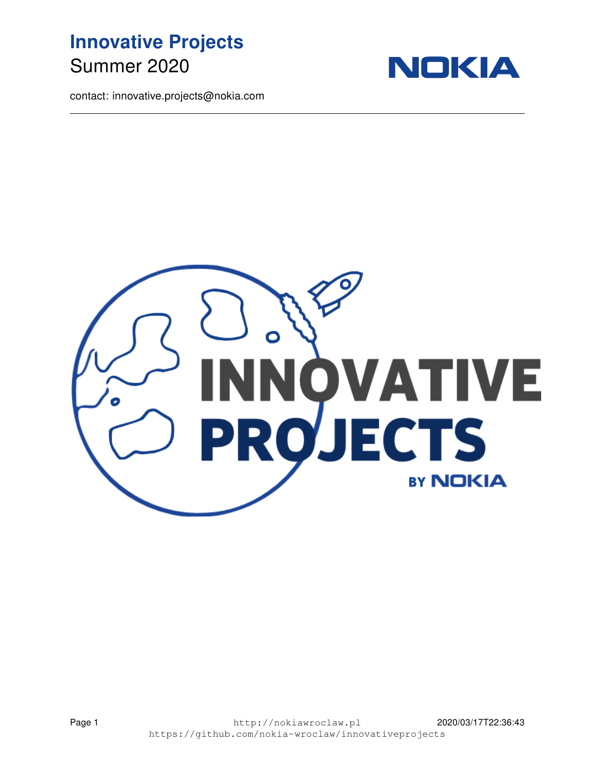# Innovative Projects

Summer 2020

contact: innovative.projects@nokia.com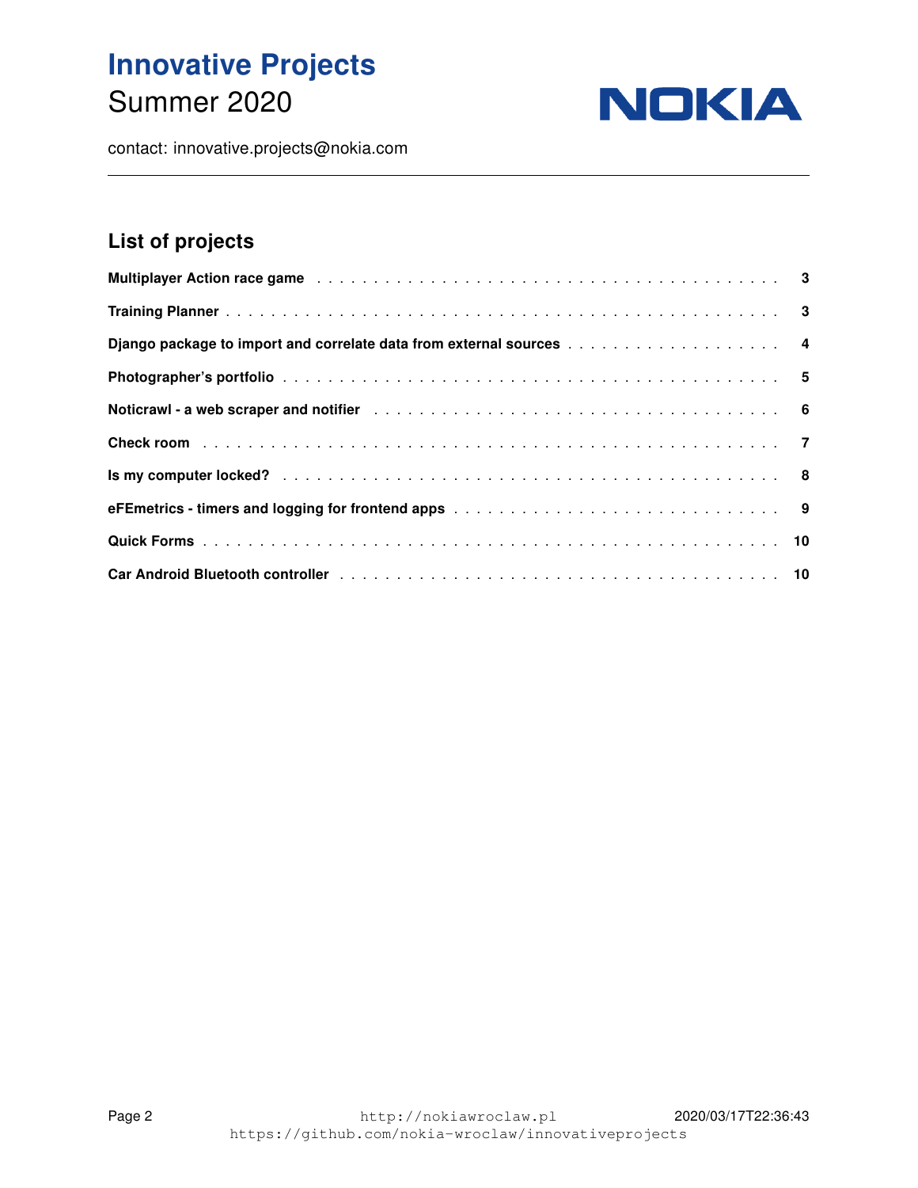# Innovative Projects

Summer 2020

contact: innovative.projects@nokia.com

---

## List of projects

| Project | Page |
|---|---|
| **Multiplayer Action race game** | **3** |
| **Training Planner** | **3** |
| **Django package to import and correlate data from external sources** | **4** |
| **Photographer's portfolio** | **5** |
| **Noticrawl - a web scraper and notifier** | **6** |
| **Check room** | **7** |
| **Is my computer locked?** | **8** |
| **eFEmetrics - timers and logging for frontend apps** | **9** |
| **Quick Forms** | **10** |
| **Car Android Bluetooth controller** | **10** |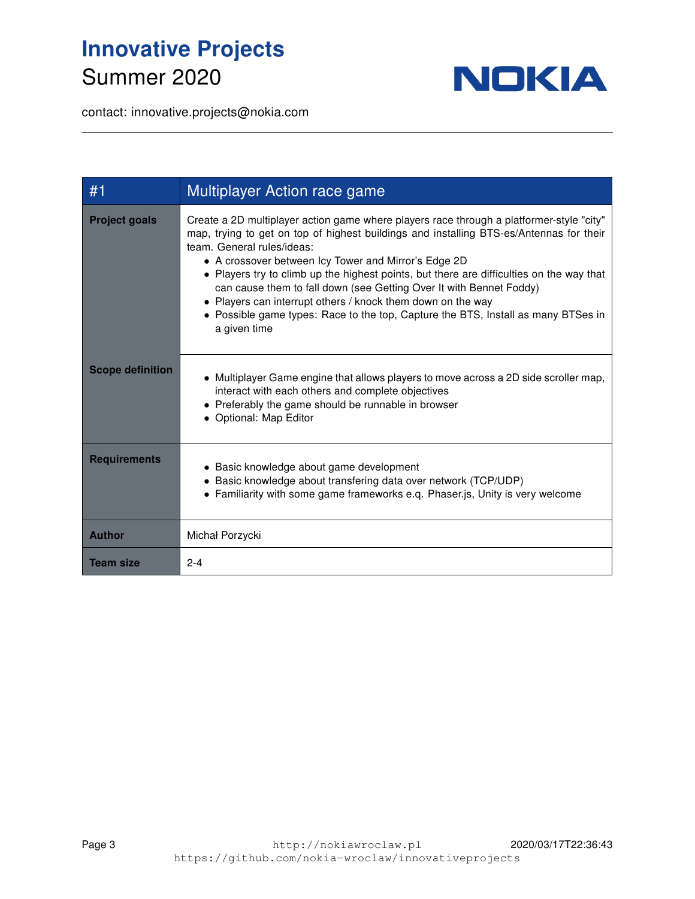# Innovative Projects
Summer 2020

contact: innovative.projects@nokia.com

---

| #1 | Multiplayer Action race game |
|---|---|
| **Project goals** | Create a 2D multiplayer action game where players race through a platformer-style "city" map, trying to get on top of highest buildings and installing BTS-es/Antennas for their team. General rules/ideas:<br>• A crossover between Icy Tower and Mirror's Edge 2D<br>• Players try to climb up the highest points, but there are difficulties on the way that can cause them to fall down (see Getting Over It with Bennet Foddy)<br>• Players can interrupt others / knock them down on the way<br>• Possible game types: Race to the top, Capture the BTS, Install as many BTSes in a given time |
| **Scope definition** | • Multiplayer Game engine that allows players to move across a 2D side scroller map, interact with each others and complete objectives<br>• Preferably the game should be runnable in browser<br>• Optional: Map Editor |
| **Requirements** | • Basic knowledge about game development<br>• Basic knowledge about transfering data over network (TCP/UDP)<br>• Familiarity with some game frameworks e.q. Phaser.js, Unity is very welcome |
| **Author** | Michał Porzycki |
| **Team size** | 2-4 |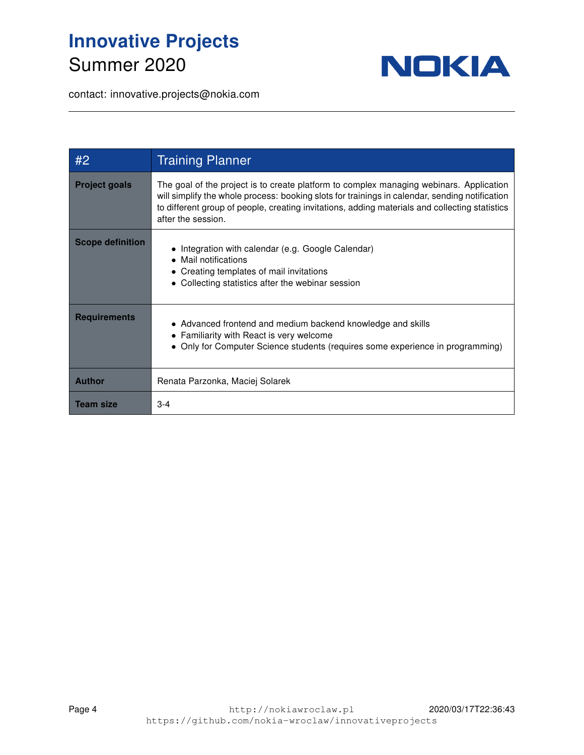# Innovative Projects
Summer 2020

contact: innovative.projects@nokia.com

| #2 | Training Planner |
|---|---|
| **Project goals** | The goal of the project is to create platform to complex managing webinars. Application will simplify the whole process: booking slots for trainings in calendar, sending notification to different group of people, creating invitations, adding materials and collecting statistics after the session. |
| **Scope definition** | • Integration with calendar (e.g. Google Calendar)<br>• Mail notifications<br>• Creating templates of mail invitations<br>• Collecting statistics after the webinar session |
| **Requirements** | • Advanced frontend and medium backend knowledge and skills<br>• Familiarity with React is very welcome<br>• Only for Computer Science students (requires some experience in programming) |
| **Author** | Renata Parzonka, Maciej Solarek |
| **Team size** | 3-4 |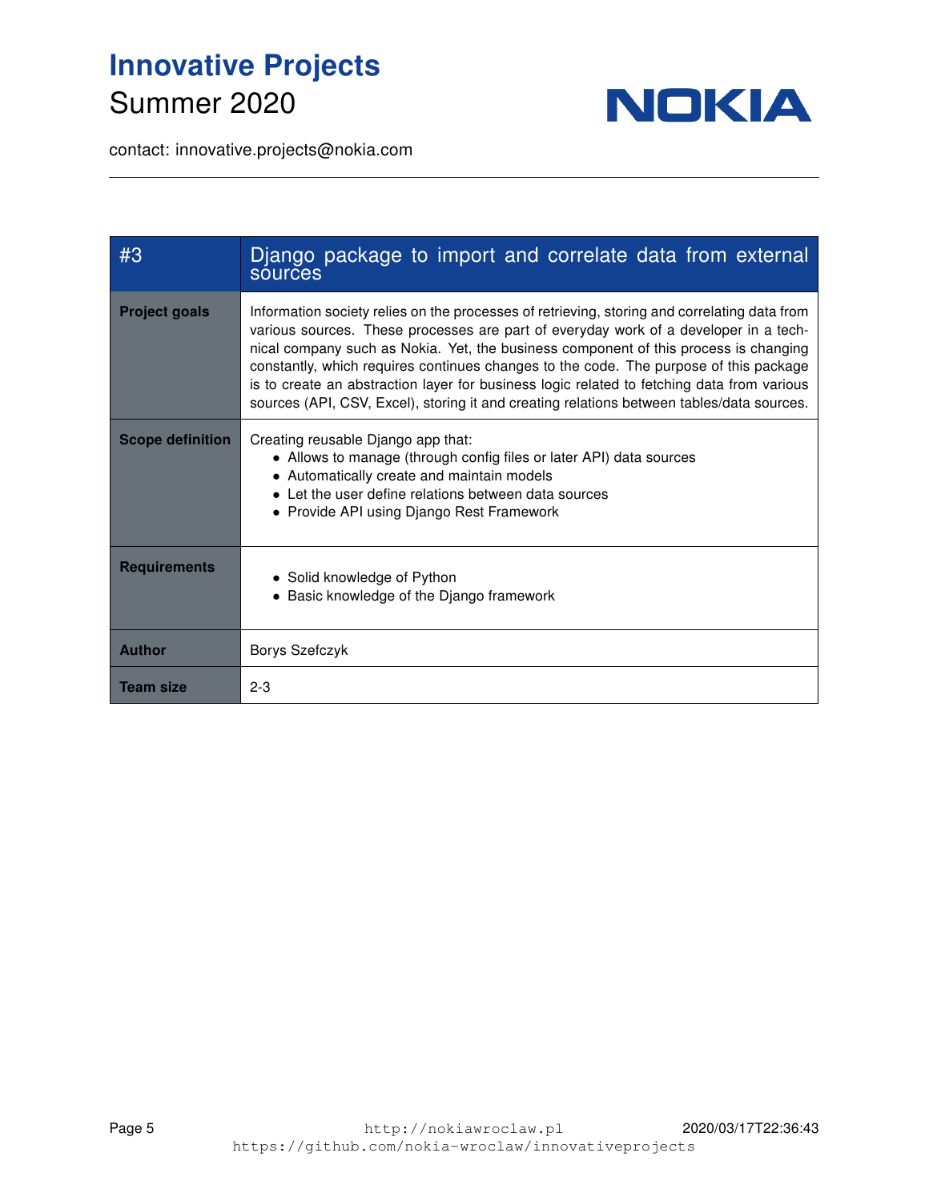# Innovative Projects
Summer 2020

contact: innovative.projects@nokia.com

| #3 | Django package to import and correlate data from external sources |
|---|---|
| **Project goals** | Information society relies on the processes of retrieving, storing and correlating data from various sources. These processes are part of everyday work of a developer in a technical company such as Nokia. Yet, the business component of this process is changing constantly, which requires continues changes to the code. The purpose of this package is to create an abstraction layer for business logic related to fetching data from various sources (API, CSV, Excel), storing it and creating relations between tables/data sources. |
| **Scope definition** | Creating reusable Django app that:<br>• Allows to manage (through config files or later API) data sources<br>• Automatically create and maintain models<br>• Let the user define relations between data sources<br>• Provide API using Django Rest Framework |
| **Requirements** | • Solid knowledge of Python<br>• Basic knowledge of the Django framework |
| **Author** | Borys Szefczyk |
| **Team size** | 2-3 |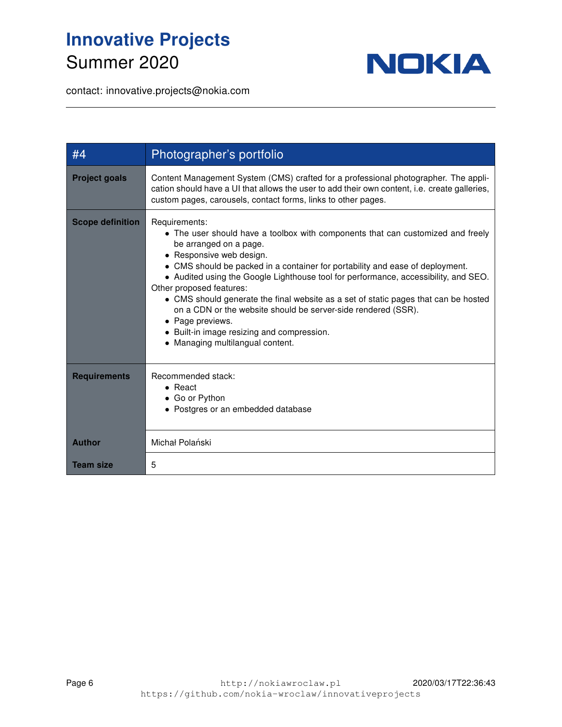# Innovative Projects

Summer 2020

contact: innovative.projects@nokia.com

| #4 | Photographer's portfolio |
| --- | --- |
| **Project goals** | Content Management System (CMS) crafted for a professional photographer. The application should have a UI that allows the user to add their own content, i.e. create galleries, custom pages, carousels, contact forms, links to other pages. |
| **Scope definition** | Requirements:<br>• The user should have a toolbox with components that can customized and freely be arranged on a page.<br>• Responsive web design.<br>• CMS should be packed in a container for portability and ease of deployment.<br>• Audited using the Google Lighthouse tool for performance, accessibility, and SEO.<br>Other proposed features:<br>• CMS should generate the final website as a set of static pages that can be hosted on a CDN or the website should be server-side rendered (SSR).<br>• Page previews.<br>• Built-in image resizing and compression.<br>• Managing multilangual content. |
| **Requirements** | Recommended stack:<br>• React<br>• Go or Python<br>• Postgres or an embedded database |
| **Author** | Michał Polański |
| **Team size** | 5 |

http://nokiawroclaw.pl
https://github.com/nokia-wroclaw/innovativeprojects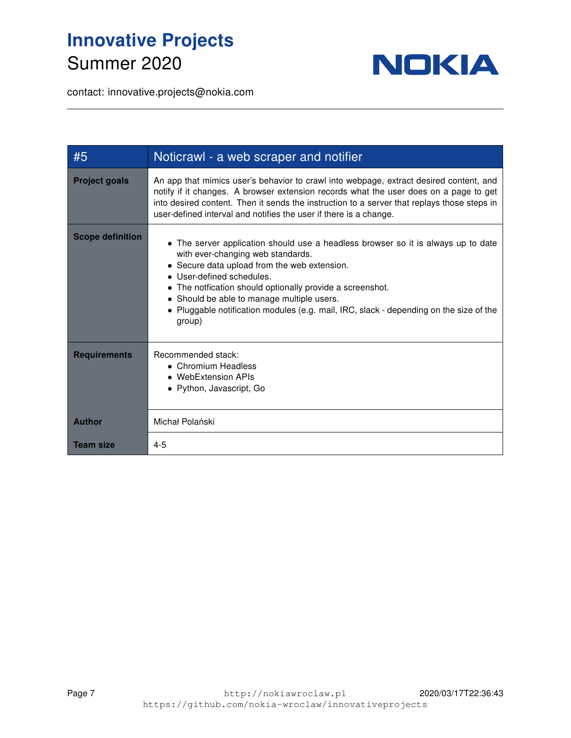# Innovative Projects
Summer 2020

contact: innovative.projects@nokia.com

| #5 | Noticrawl - a web scraper and notifier |
|---|---|
| **Project goals** | An app that mimics user's behavior to crawl into webpage, extract desired content, and notify if it changes. A browser extension records what the user does on a page to get into desired content. Then it sends the instruction to a server that replays those steps in user-defined interval and notifies the user if there is a change. |
| **Scope definition** | • The server application should use a headless browser so it is always up to date with ever-changing web standards.<br>• Secure data upload from the web extension.<br>• User-defined schedules.<br>• The notfication should optionally provide a screenshot.<br>• Should be able to manage multiple users.<br>• Pluggable notification modules (e.g. mail, IRC, slack - depending on the size of the group) |
| **Requirements** | Recommended stack:<br>• Chromium Headless<br>• WebExtension APIs<br>• Python, Javascript, Go |
| **Author** | Michał Polański |
| **Team size** | 4-5 |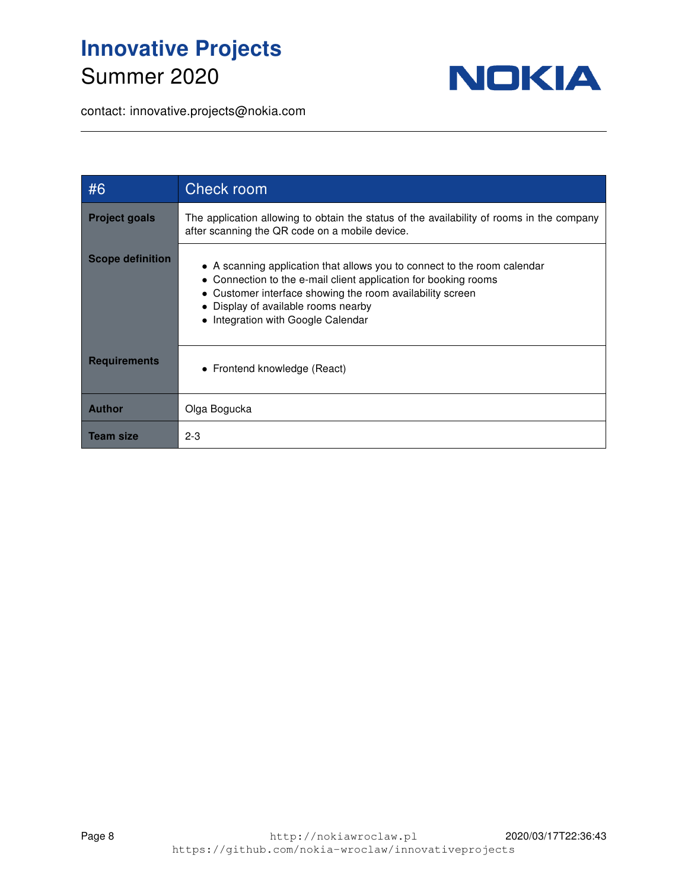| #6 | Check room |
|---|---|
| **Project goals** | The application allowing to obtain the status of the availability of rooms in the company after scanning the QR code on a mobile device. |
| **Scope definition** | • A scanning application that allows you to connect to the room calendar<br>• Connection to the e-mail client application for booking rooms<br>• Customer interface showing the room availability screen<br>• Display of available rooms nearby<br>• Integration with Google Calendar |
| **Requirements** | • Frontend knowledge (React) |
| **Author** | Olga Bogucka |
| **Team size** | 2-3 |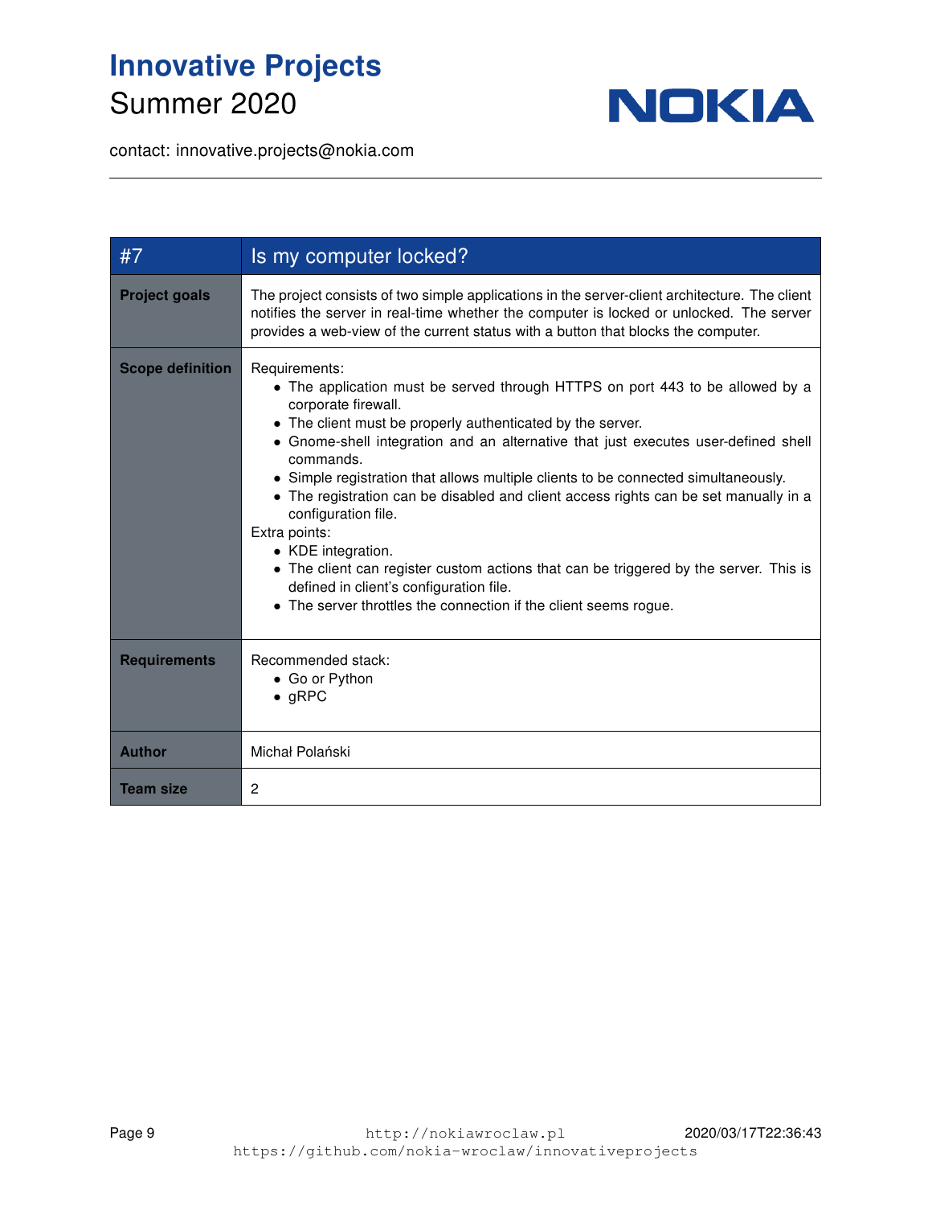# Innovative Projects
Summer 2020

contact: innovative.projects@nokia.com

---

| #7 | Is my computer locked? |
|---|---|
| **Project goals** | The project consists of two simple applications in the server-client architecture. The client notifies the server in real-time whether the computer is locked or unlocked. The server provides a web-view of the current status with a button that blocks the computer. |
| **Scope definition** | Requirements:<br>• The application must be served through HTTPS on port 443 to be allowed by a corporate firewall.<br>• The client must be properly authenticated by the server.<br>• Gnome-shell integration and an alternative that just executes user-defined shell commands.<br>• Simple registration that allows multiple clients to be connected simultaneously.<br>• The registration can be disabled and client access rights can be set manually in a configuration file.<br>Extra points:<br>• KDE integration.<br>• The client can register custom actions that can be triggered by the server. This is defined in client's configuration file.<br>• The server throttles the connection if the client seems rogue. |
| **Requirements** | Recommended stack:<br>• Go or Python<br>• gRPC |
| **Author** | Michał Polański |
| **Team size** | 2 |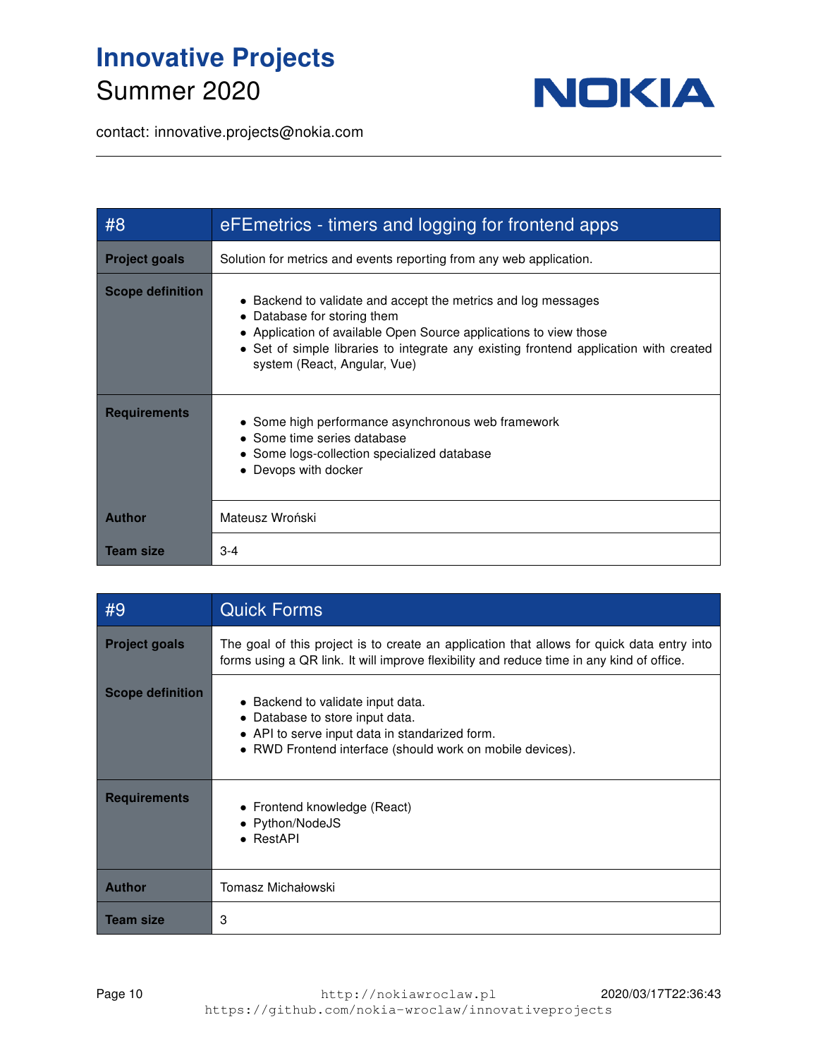# Innovative Projects
Summer 2020

contact: innovative.projects@nokia.com

| #8 | eFEmetrics - timers and logging for frontend apps |
|---|---|
| **Project goals** | Solution for metrics and events reporting from any web application. |
| **Scope definition** | • Backend to validate and accept the metrics and log messages<br>• Database for storing them<br>• Application of available Open Source applications to view those<br>• Set of simple libraries to integrate any existing frontend application with created system (React, Angular, Vue) |
| **Requirements** | • Some high performance asynchronous web framework<br>• Some time series database<br>• Some logs-collection specialized database<br>• Devops with docker |
| **Author** | Mateusz Wroński |
| **Team size** | 3-4 |

| #9 | Quick Forms |
|---|---|
| **Project goals** | The goal of this project is to create an application that allows for quick data entry into forms using a QR link. It will improve flexibility and reduce time in any kind of office. |
| **Scope definition** | • Backend to validate input data.<br>• Database to store input data.<br>• API to serve input data in standarized form.<br>• RWD Frontend interface (should work on mobile devices). |
| **Requirements** | • Frontend knowledge (React)<br>• Python/NodeJS<br>• RestAPI |
| **Author** | Tomasz Michałowski |
| **Team size** | 3 |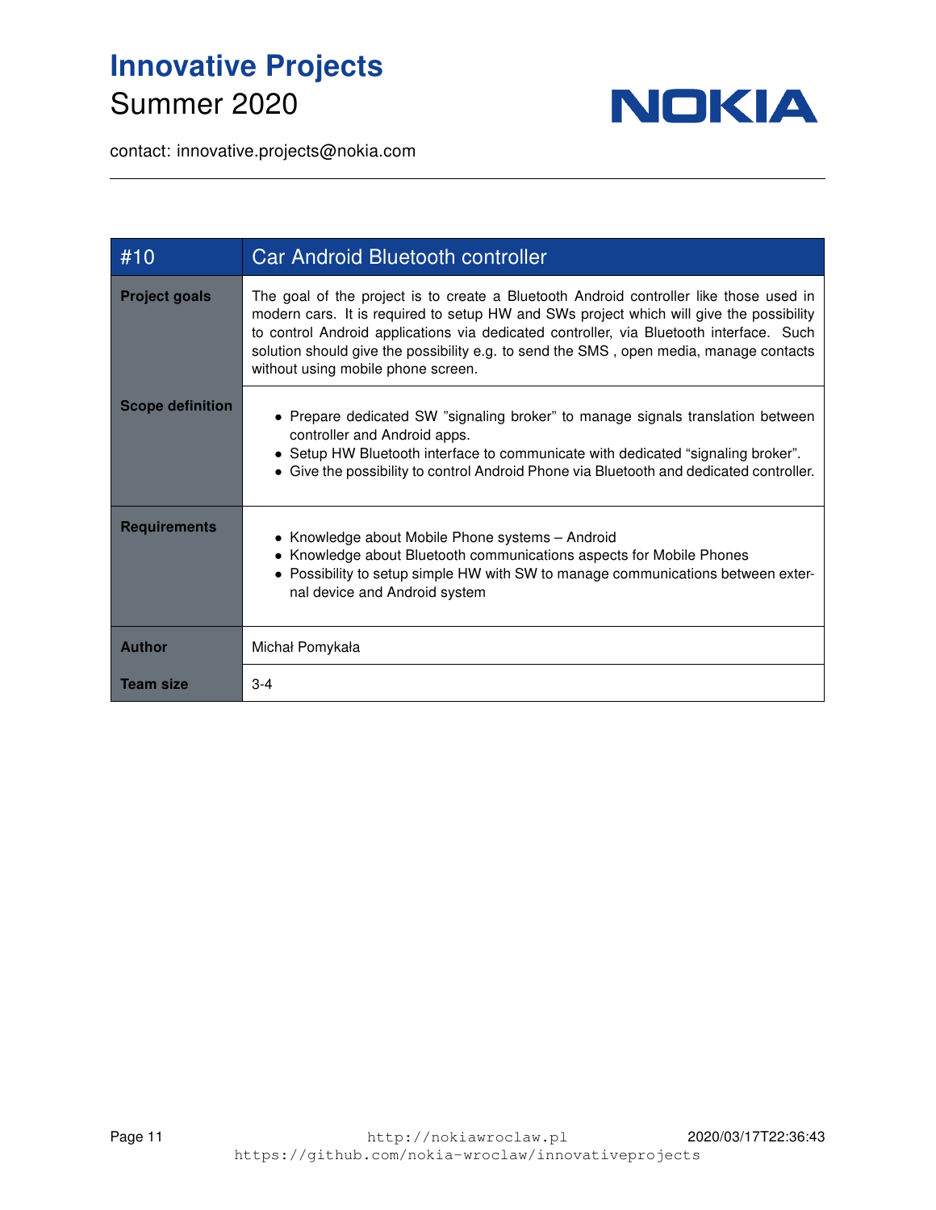# Innovative Projects

Summer 2020

NOKIA

contact: innovative.projects@nokia.com

| #10 | Car Android Bluetooth controller |
|---|---|
| **Project goals** | The goal of the project is to create a Bluetooth Android controller like those used in modern cars. It is required to setup HW and SWs project which will give the possibility to control Android applications via dedicated controller, via Bluetooth interface. Such solution should give the possibility e.g. to send the SMS , open media, manage contacts without using mobile phone screen. |
| **Scope definition** | • Prepare dedicated SW ”signaling broker” to manage signals translation between controller and Android apps.<br>• Setup HW Bluetooth interface to communicate with dedicated “signaling broker”.<br>• Give the possibility to control Android Phone via Bluetooth and dedicated controller. |
| **Requirements** | • Knowledge about Mobile Phone systems – Android<br>• Knowledge about Bluetooth communications aspects for Mobile Phones<br>• Possibility to setup simple HW with SW to manage communications between external device and Android system |
| **Author** | Michał Pomykała |
| **Team size** | 3-4 |